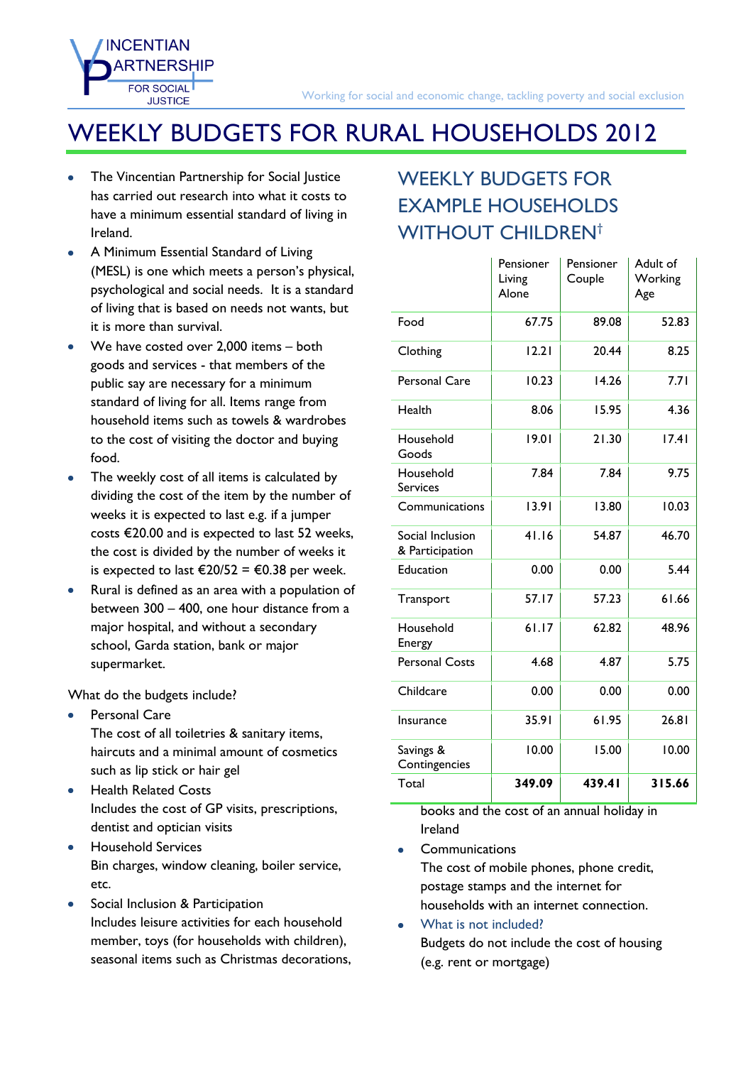INCENTIAN ARTNERSHIP FOR SOCIAL JUSTICE

Working for social and economic change, tackling poverty and social exclusion

# WEEKLY BUDGETS FOR RURAL HOUSEHOLDS 2012

- The Vincentian Partnership for Social Justice has carried out research into what it costs to have a minimum essential standard of living in Ireland.
- A Minimum Essential Standard of Living (MESL) is one which meets a person's physical, psychological and social needs. It is a standard of living that is based on needs not wants, but it is more than survival.
- We have costed over 2,000 items – both goods and services - that members of the public say are necessary for a minimum standard of living for all. Items range from household items such as towels & wardrobes to the cost of visiting the doctor and buying food.
- The weekly cost of all items is calculated by dividing the cost of the item by the number of weeks it is expected to last e.g. if a jumper costs €20.00 and is expected to last 52 weeks, the cost is divided by the number of weeks it is expected to last €20/52 = €0.38 per week.
- Rural is defined as an area with a population of between 300 – 400, one hour distance from a major hospital, and without a secondary school, Garda station, bank or major supermarket.

What do the budgets include?

- Personal Care
  The cost of all toiletries & sanitary items, haircuts and a minimal amount of cosmetics such as lip stick or hair gel
- Health Related Costs
  Includes the cost of GP visits, prescriptions, dentist and optician visits
- Household Services
  Bin charges, window cleaning, boiler service, etc.
- Social Inclusion & Participation
  Includes leisure activities for each household member, toys (for households with children), seasonal items such as Christmas decorations, books and the cost of an annual holiday in Ireland
- Communications
  The cost of mobile phones, phone credit, postage stamps and the internet for households with an internet connection.
- What is not included?
  Budgets do not include the cost of housing (e.g. rent or mortgage)

## WEEKLY BUDGETS FOR EXAMPLE HOUSEHOLDS WITHOUT CHILDREN†

| | Pensioner Living Alone | Pensioner Couple | Adult of Working Age |
|---|---|---|---|
| Food | 67.75 | 89.08 | 52.83 |
| Clothing | 12.21 | 20.44 | 8.25 |
| Personal Care | 10.23 | 14.26 | 7.71 |
| Health | 8.06 | 15.95 | 4.36 |
| Household Goods | 19.01 | 21.30 | 17.41 |
| Household Services | 7.84 | 7.84 | 9.75 |
| Communications | 13.91 | 13.80 | 10.03 |
| Social Inclusion & Participation | 41.16 | 54.87 | 46.70 |
| Education | 0.00 | 0.00 | 5.44 |
| Transport | 57.17 | 57.23 | 61.66 |
| Household Energy | 61.17 | 62.82 | 48.96 |
| Personal Costs | 4.68 | 4.87 | 5.75 |
| Childcare | 0.00 | 0.00 | 0.00 |
| Insurance | 35.91 | 61.95 | 26.81 |
| Savings & Contingencies | 10.00 | 15.00 | 10.00 |
| Total | **349.09** | **439.41** | **315.66** |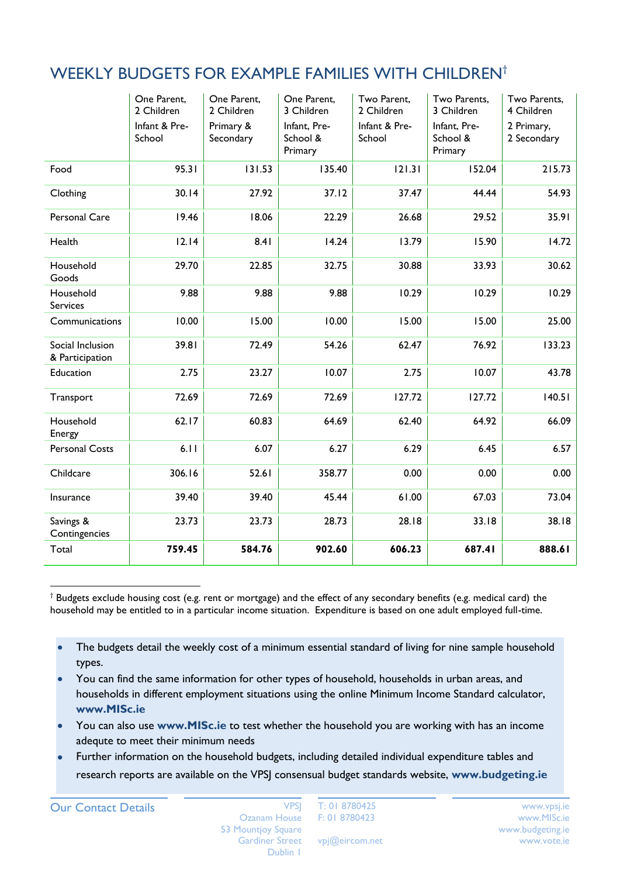# WEEKLY BUDGETS FOR EXAMPLE FAMILIES WITH CHILDREN[†]

| | One Parent, 2 Children Infant & Pre-School | One Parent, 2 Children Primary & Secondary | One Parent, 3 Children Infant, Pre-School & Primary | Two Parent, 2 Children Infant & Pre-School | Two Parents, 3 Children Infant, Pre-School & Primary | Two Parents, 4 Children 2 Primary, 2 Secondary |
|---|---|---|---|---|---|---|
| Food | 95.31 | 131.53 | 135.40 | 121.31 | 152.04 | 215.73 |
| Clothing | 30.14 | 27.92 | 37.12 | 37.47 | 44.44 | 54.93 |
| Personal Care | 19.46 | 18.06 | 22.29 | 26.68 | 29.52 | 35.91 |
| Health | 12.14 | 8.41 | 14.24 | 13.79 | 15.90 | 14.72 |
| Household Goods | 29.70 | 22.85 | 32.75 | 30.88 | 33.93 | 30.62 |
| Household Services | 9.88 | 9.88 | 9.88 | 10.29 | 10.29 | 10.29 |
| Communications | 10.00 | 15.00 | 10.00 | 15.00 | 15.00 | 25.00 |
| Social Inclusion & Participation | 39.81 | 72.49 | 54.26 | 62.47 | 76.92 | 133.23 |
| Education | 2.75 | 23.27 | 10.07 | 2.75 | 10.07 | 43.78 |
| Transport | 72.69 | 72.69 | 72.69 | 127.72 | 127.72 | 140.51 |
| Household Energy | 62.17 | 60.83 | 64.69 | 62.40 | 64.92 | 66.09 |
| Personal Costs | 6.11 | 6.07 | 6.27 | 6.29 | 6.45 | 6.57 |
| Childcare | 306.16 | 52.61 | 358.77 | 0.00 | 0.00 | 0.00 |
| Insurance | 39.40 | 39.40 | 45.44 | 61.00 | 67.03 | 73.04 |
| Savings & Contingencies | 23.73 | 23.73 | 28.73 | 28.18 | 33.18 | 38.18 |
| Total | **759.45** | **584.76** | **902.60** | **606.23** | **687.41** | **888.61** |

[†] Budgets exclude housing cost (e.g. rent or mortgage) and the effect of any secondary benefits (e.g. medical card) the household may be entitled to in a particular income situation. Expenditure is based on one adult employed full-time.

- The budgets detail the weekly cost of a minimum essential standard of living for nine sample household types.
- You can find the same information for other types of household, households in urban areas, and households in different employment situations using the online Minimum Income Standard calculator, **www.MISc.ie**
- You can also use **www.MISc.ie** to test whether the household you are working with has an income adequte to meet their minimum needs
- Further information on the household budgets, including detailed individual expenditure tables and research reports are available on the VPSJ consensual budget standards website, **www.budgeting.ie**

Our Contact Details

VPSJ
Ozanam House
53 Mountjoy Square
Gardiner Street
Dublin 1

T: 01 8780425
F: 01 8780423
vpj@eircom.net

www.vpsj.ie
www.MISc.ie
www.budgeting.ie
www.vote.ie